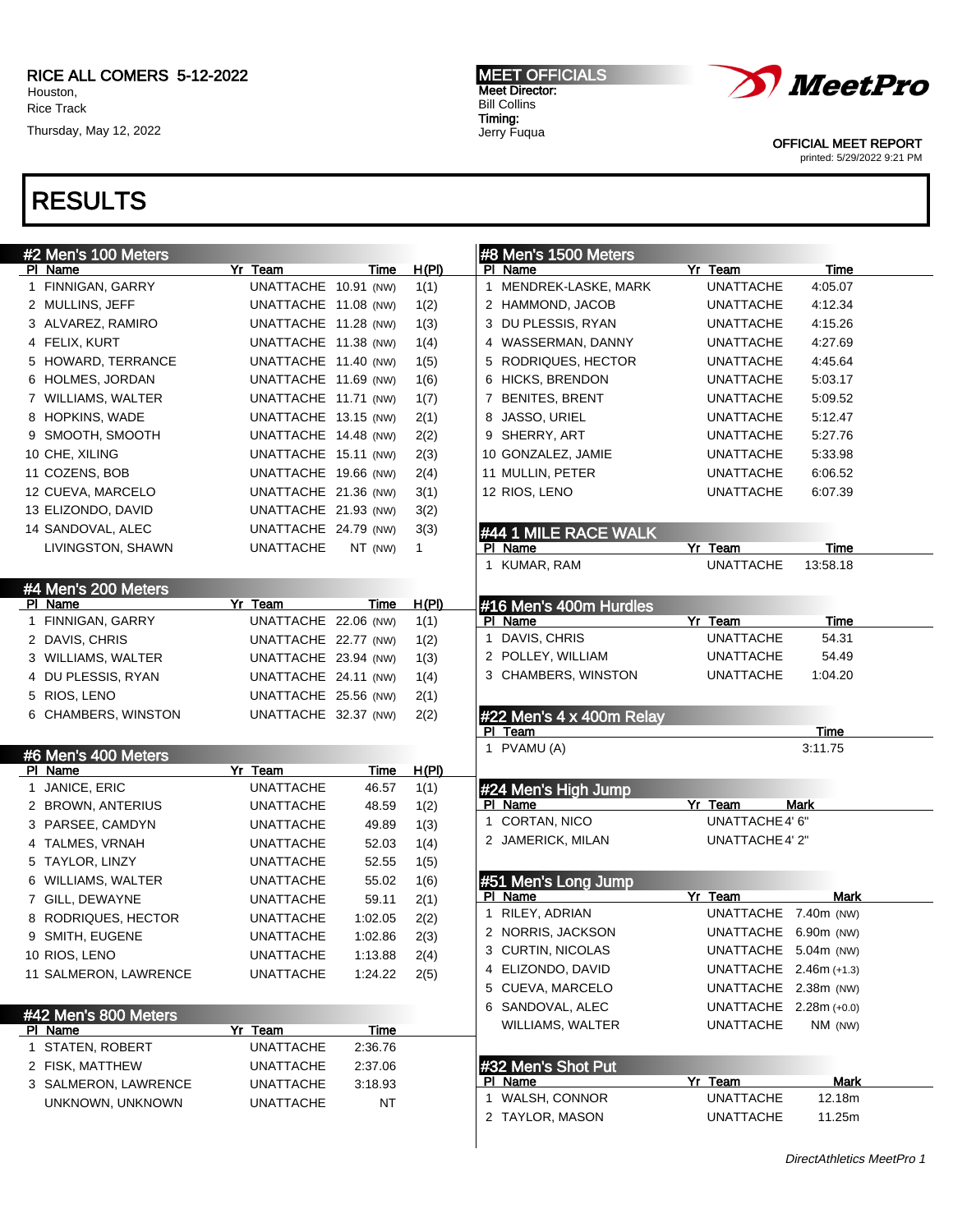RICE ALL COMERS 5-12-2022
Houston,
Rice Track
Thursday, May 12, 2022

MEET OFFICIALS
Meet Director:
Bill Collins
Timing:
Jerry Fuqua

OFFICIAL MEET REPORT
printed: 5/29/2022 9:21 PM

# RESULTS

## #2 Men's 100 Meters

| Pl | Name | Yr | Team | Time | H(Pl) |
|---|---|---|---|---|---|
| 1 | FINNIGAN, GARRY | | UNATTACHE | 10.91 (NW) | 1(1) |
| 2 | MULLINS, JEFF | | UNATTACHE | 11.08 (NW) | 1(2) |
| 3 | ALVAREZ, RAMIRO | | UNATTACHE | 11.28 (NW) | 1(3) |
| 4 | FELIX, KURT | | UNATTACHE | 11.38 (NW) | 1(4) |
| 5 | HOWARD, TERRANCE | | UNATTACHE | 11.40 (NW) | 1(5) |
| 6 | HOLMES, JORDAN | | UNATTACHE | 11.69 (NW) | 1(6) |
| 7 | WILLIAMS, WALTER | | UNATTACHE | 11.71 (NW) | 1(7) |
| 8 | HOPKINS, WADE | | UNATTACHE | 13.15 (NW) | 2(1) |
| 9 | SMOOTH, SMOOTH | | UNATTACHE | 14.48 (NW) | 2(2) |
| 10 | CHE, XILING | | UNATTACHE | 15.11 (NW) | 2(3) |
| 11 | COZENS, BOB | | UNATTACHE | 19.66 (NW) | 2(4) |
| 12 | CUEVA, MARCELO | | UNATTACHE | 21.36 (NW) | 3(1) |
| 13 | ELIZONDO, DAVID | | UNATTACHE | 21.93 (NW) | 3(2) |
| 14 | SANDOVAL, ALEC | | UNATTACHE | 24.79 (NW) | 3(3) |
| | LIVINGSTON, SHAWN | | UNATTACHE | NT (NW) | 1 |

## #4 Men's 200 Meters

| Pl | Name | Yr | Team | Time | H(Pl) |
|---|---|---|---|---|---|
| 1 | FINNIGAN, GARRY | | UNATTACHE | 22.06 (NW) | 1(1) |
| 2 | DAVIS, CHRIS | | UNATTACHE | 22.77 (NW) | 1(2) |
| 3 | WILLIAMS, WALTER | | UNATTACHE | 23.94 (NW) | 1(3) |
| 4 | DU PLESSIS, RYAN | | UNATTACHE | 24.11 (NW) | 1(4) |
| 5 | RIOS, LENO | | UNATTACHE | 25.56 (NW) | 2(1) |
| 6 | CHAMBERS, WINSTON | | UNATTACHE | 32.37 (NW) | 2(2) |

## #6 Men's 400 Meters

| Pl | Name | Yr | Team | Time | H(Pl) |
|---|---|---|---|---|---|
| 1 | JANICE, ERIC | | UNATTACHE | 46.57 | 1(1) |
| 2 | BROWN, ANTERIUS | | UNATTACHE | 48.59 | 1(2) |
| 3 | PARSEE, CAMDYN | | UNATTACHE | 49.89 | 1(3) |
| 4 | TALMES, VRNAH | | UNATTACHE | 52.03 | 1(4) |
| 5 | TAYLOR, LINZY | | UNATTACHE | 52.55 | 1(5) |
| 6 | WILLIAMS, WALTER | | UNATTACHE | 55.02 | 1(6) |
| 7 | GILL, DEWAYNE | | UNATTACHE | 59.11 | 2(1) |
| 8 | RODRIQUES, HECTOR | | UNATTACHE | 1:02.05 | 2(2) |
| 9 | SMITH, EUGENE | | UNATTACHE | 1:02.86 | 2(3) |
| 10 | RIOS, LENO | | UNATTACHE | 1:13.88 | 2(4) |
| 11 | SALMERON, LAWRENCE | | UNATTACHE | 1:24.22 | 2(5) |

## #42 Men's 800 Meters

| Pl | Name | Yr | Team | Time |
|---|---|---|---|---|
| 1 | STATEN, ROBERT | | UNATTACHE | 2:36.76 |
| 2 | FISK, MATTHEW | | UNATTACHE | 2:37.06 |
| 3 | SALMERON, LAWRENCE | | UNATTACHE | 3:18.93 |
| | UNKNOWN, UNKNOWN | | UNATTACHE | NT |

## #8 Men's 1500 Meters

| Pl | Name | Yr | Team | Time |
|---|---|---|---|---|
| 1 | MENDREK-LASKE, MARK | | UNATTACHE | 4:05.07 |
| 2 | HAMMOND, JACOB | | UNATTACHE | 4:12.34 |
| 3 | DU PLESSIS, RYAN | | UNATTACHE | 4:15.26 |
| 4 | WASSERMAN, DANNY | | UNATTACHE | 4:27.69 |
| 5 | RODRIQUES, HECTOR | | UNATTACHE | 4:45.64 |
| 6 | HICKS, BRENDON | | UNATTACHE | 5:03.17 |
| 7 | BENITES, BRENT | | UNATTACHE | 5:09.52 |
| 8 | JASSO, URIEL | | UNATTACHE | 5:12.47 |
| 9 | SHERRY, ART | | UNATTACHE | 5:27.76 |
| 10 | GONZALEZ, JAMIE | | UNATTACHE | 5:33.98 |
| 11 | MULLIN, PETER | | UNATTACHE | 6:06.52 |
| 12 | RIOS, LENO | | UNATTACHE | 6:07.39 |

## #44 1 MILE RACE WALK

| Pl | Name | Yr | Team | Time |
|---|---|---|---|---|
| 1 | KUMAR, RAM | | UNATTACHE | 13:58.18 |

## #16 Men's 400m Hurdles

| Pl | Name | Yr | Team | Time |
|---|---|---|---|---|
| 1 | DAVIS, CHRIS | | UNATTACHE | 54.31 |
| 2 | POLLEY, WILLIAM | | UNATTACHE | 54.49 |
| 3 | CHAMBERS, WINSTON | | UNATTACHE | 1:04.20 |

## #22 Men's 4 x 400m Relay

| Pl | Team | Time |
|---|---|---|
| 1 | PVAMU (A) | 3:11.75 |

## #24 Men's High Jump

| Pl | Name | Yr | Team | Mark |
|---|---|---|---|---|
| 1 | CORTAN, NICO | | UNATTACHE | 4' 6" |
| 2 | JAMERICK, MILAN | | UNATTACHE | 4' 2" |

## #51 Men's Long Jump

| Pl | Name | Yr | Team | Mark |
|---|---|---|---|---|
| 1 | RILEY, ADRIAN | | UNATTACHE | 7.40m (NW) |
| 2 | NORRIS, JACKSON | | UNATTACHE | 6.90m (NW) |
| 3 | CURTIN, NICOLAS | | UNATTACHE | 5.04m (NW) |
| 4 | ELIZONDO, DAVID | | UNATTACHE | 2.46m (+1.3) |
| 5 | CUEVA, MARCELO | | UNATTACHE | 2.38m (NW) |
| 6 | SANDOVAL, ALEC | | UNATTACHE | 2.28m (+0.0) |
| | WILLIAMS, WALTER | | UNATTACHE | NM (NW) |

## #32 Men's Shot Put

| Pl | Name | Yr | Team | Mark |
|---|---|---|---|---|
| 1 | WALSH, CONNOR | | UNATTACHE | 12.18m |
| 2 | TAYLOR, MASON | | UNATTACHE | 11.25m |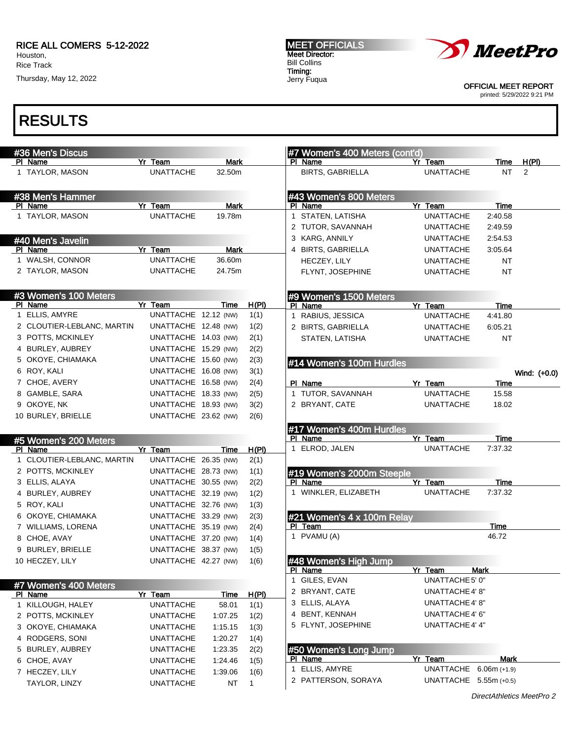RICE ALL COMERS 5-12-2022
Houston,
Rice Track
Thursday, May 12, 2022

MEET OFFICIALS
Meet Director:
Bill Collins
Timing:
Jerry Fuqua

OFFICIAL MEET REPORT
printed: 5/29/2022 9:21 PM

# RESULTS

## #36 Men's Discus

| Pl | Name | Yr | Team | Mark |
|---|---|---|---|---|
| 1 | TAYLOR, MASON | | UNATTACHE | 32.50m |

## #38 Men's Hammer

| Pl | Name | Yr | Team | Mark |
|---|---|---|---|---|
| 1 | TAYLOR, MASON | | UNATTACHE | 19.78m |

## #40 Men's Javelin

| Pl | Name | Yr | Team | Mark |
|---|---|---|---|---|
| 1 | WALSH, CONNOR | | UNATTACHE | 36.60m |
| 2 | TAYLOR, MASON | | UNATTACHE | 24.75m |

## #3 Women's 100 Meters

| Pl | Name | Yr | Team | Time | H(Pl) |
|---|---|---|---|---|---|
| 1 | ELLIS, AMYRE | | UNATTACHE | 12.12 (NW) | 1(1) |
| 2 | CLOUTIER-LEBLANC, MARTIN | | UNATTACHE | 12.48 (NW) | 1(2) |
| 3 | POTTS, MCKINLEY | | UNATTACHE | 14.03 (NW) | 2(1) |
| 4 | BURLEY, AUBREY | | UNATTACHE | 15.29 (NW) | 2(2) |
| 5 | OKOYE, CHIAMAKA | | UNATTACHE | 15.60 (NW) | 2(3) |
| 6 | ROY, KALI | | UNATTACHE | 16.08 (NW) | 3(1) |
| 7 | CHOE, AVERY | | UNATTACHE | 16.58 (NW) | 2(4) |
| 8 | GAMBLE, SARA | | UNATTACHE | 18.33 (NW) | 2(5) |
| 9 | OKOYE, NK | | UNATTACHE | 18.93 (NW) | 3(2) |
| 10 | BURLEY, BRIELLE | | UNATTACHE | 23.62 (NW) | 2(6) |

## #5 Women's 200 Meters

| Pl | Name | Yr | Team | Time | H(Pl) |
|---|---|---|---|---|---|
| 1 | CLOUTIER-LEBLANC, MARTIN | | UNATTACHE | 26.35 (NW) | 2(1) |
| 2 | POTTS, MCKINLEY | | UNATTACHE | 28.73 (NW) | 1(1) |
| 3 | ELLIS, ALAYA | | UNATTACHE | 30.55 (NW) | 2(2) |
| 4 | BURLEY, AUBREY | | UNATTACHE | 32.19 (NW) | 1(2) |
| 5 | ROY, KALI | | UNATTACHE | 32.76 (NW) | 1(3) |
| 6 | OKOYE, CHIAMAKA | | UNATTACHE | 33.29 (NW) | 2(3) |
| 7 | WILLIAMS, LORENA | | UNATTACHE | 35.19 (NW) | 2(4) |
| 8 | CHOE, AVAY | | UNATTACHE | 37.20 (NW) | 1(4) |
| 9 | BURLEY, BRIELLE | | UNATTACHE | 38.37 (NW) | 1(5) |
| 10 | HECZEY, LILY | | UNATTACHE | 42.27 (NW) | 1(6) |

## #7 Women's 400 Meters

| Pl | Name | Yr | Team | Time | H(Pl) |
|---|---|---|---|---|---|
| 1 | KILLOUGH, HALEY | | UNATTACHE | 58.01 | 1(1) |
| 2 | POTTS, MCKINLEY | | UNATTACHE | 1:07.25 | 1(2) |
| 3 | OKOYE, CHIAMAKA | | UNATTACHE | 1:15.15 | 1(3) |
| 4 | RODGERS, SONI | | UNATTACHE | 1:20.27 | 1(4) |
| 5 | BURLEY, AUBREY | | UNATTACHE | 1:23.35 | 2(2) |
| 6 | CHOE, AVAY | | UNATTACHE | 1:24.46 | 1(5) |
| 7 | HECZEY, LILY | | UNATTACHE | 1:39.06 | 1(6) |
| | TAYLOR, LINZY | | UNATTACHE | NT | 1 |
| | BIRTS, GABRIELLA | | UNATTACHE | NT | 2 |

## #43 Women's 800 Meters

| Pl | Name | Yr | Team | Time |
|---|---|---|---|---|
| 1 | STATEN, LATISHA | | UNATTACHE | 2:40.58 |
| 2 | TUTOR, SAVANNAH | | UNATTACHE | 2:49.59 |
| 3 | KARG, ANNILY | | UNATTACHE | 2:54.53 |
| 4 | BIRTS, GABRIELLA | | UNATTACHE | 3:05.64 |
| | HECZEY, LILY | | UNATTACHE | NT |
| | FLYNT, JOSEPHINE | | UNATTACHE | NT |

## #9 Women's 1500 Meters

| Pl | Name | Yr | Team | Time |
|---|---|---|---|---|
| 1 | RABIUS, JESSICA | | UNATTACHE | 4:41.80 |
| 2 | BIRTS, GABRIELLA | | UNATTACHE | 6:05.21 |
| | STATEN, LATISHA | | UNATTACHE | NT |

## #14 Women's 100m Hurdles

Wind: (+0.0)

| Pl | Name | Yr | Team | Time |
|---|---|---|---|---|
| 1 | TUTOR, SAVANNAH | | UNATTACHE | 15.58 |
| 2 | BRYANT, CATE | | UNATTACHE | 18.02 |

## #17 Women's 400m Hurdles

| Pl | Name | Yr | Team | Time |
|---|---|---|---|---|
| 1 | ELROD, JALEN | | UNATTACHE | 7:37.32 |

## #19 Women's 2000m Steeple

| Pl | Name | Yr | Team | Time |
|---|---|---|---|---|
| 1 | WINKLER, ELIZABETH | | UNATTACHE | 7:37.32 |

## #21 Women's 4 x 100m Relay

| Pl | Team | Time |
|---|---|---|
| 1 | PVAMU (A) | 46.72 |

## #48 Women's High Jump

| Pl | Name | Yr | Team | Mark |
|---|---|---|---|---|
| 1 | GILES, EVAN | | UNATTACHE | 5' 0" |
| 2 | BRYANT, CATE | | UNATTACHE | 4' 8" |
| 3 | ELLIS, ALAYA | | UNATTACHE | 4' 8" |
| 4 | BENT, KENNAH | | UNATTACHE | 4' 6" |
| 5 | FLYNT, JOSEPHINE | | UNATTACHE | 4' 4" |

## #50 Women's Long Jump

| Pl | Name | Yr | Team | Mark |
|---|---|---|---|---|
| 1 | ELLIS, AMYRE | | UNATTACHE | 6.06m (+1.9) |
| 2 | PATTERSON, SORAYA | | UNATTACHE | 5.55m (+0.5) |

*DirectAthletics MeetPro 2*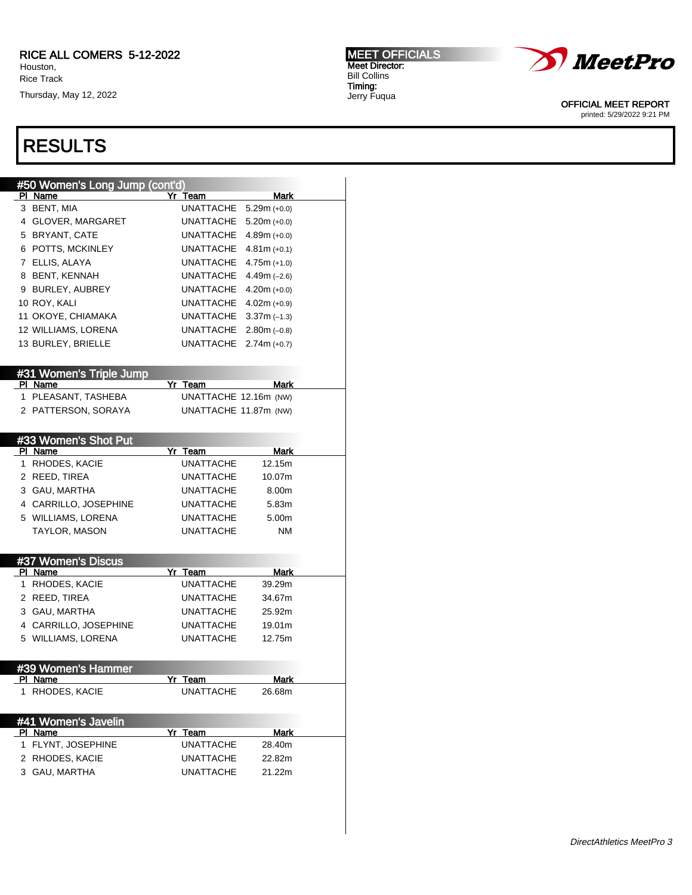RICE ALL COMERS 5-12-2022
Houston,
Rice Track
Thursday, May 12, 2022

MEET OFFICIALS
Meet Director:
Bill Collins
Timing:
Jerry Fuqua

OFFICIAL MEET REPORT
printed: 5/29/2022 9:21 PM

# RESULTS

## #50 Women's Long Jump (cont'd)

| Pl | Name | Yr | Team | Mark |
|---|---|---|---|---|
| 3 | BENT, MIA | | UNATTACHE | 5.29m (+0.0) |
| 4 | GLOVER, MARGARET | | UNATTACHE | 5.20m (+0.0) |
| 5 | BRYANT, CATE | | UNATTACHE | 4.89m (+0.0) |
| 6 | POTTS, MCKINLEY | | UNATTACHE | 4.81m (+0.1) |
| 7 | ELLIS, ALAYA | | UNATTACHE | 4.75m (+1.0) |
| 8 | BENT, KENNAH | | UNATTACHE | 4.49m (–2.6) |
| 9 | BURLEY, AUBREY | | UNATTACHE | 4.20m (+0.0) |
| 10 | ROY, KALI | | UNATTACHE | 4.02m (+0.9) |
| 11 | OKOYE, CHIAMAKA | | UNATTACHE | 3.37m (–1.3) |
| 12 | WILLIAMS, LORENA | | UNATTACHE | 2.80m (–0.8) |
| 13 | BURLEY, BRIELLE | | UNATTACHE | 2.74m (+0.7) |

## #31 Women's Triple Jump

| Pl | Name | Yr | Team | Mark |
|---|---|---|---|---|
| 1 | PLEASANT, TASHEBA | | UNATTACHE | 12.16m (NW) |
| 2 | PATTERSON, SORAYA | | UNATTACHE | 11.87m (NW) |

## #33 Women's Shot Put

| Pl | Name | Yr | Team | Mark |
|---|---|---|---|---|
| 1 | RHODES, KACIE | | UNATTACHE | 12.15m |
| 2 | REED, TIREA | | UNATTACHE | 10.07m |
| 3 | GAU, MARTHA | | UNATTACHE | 8.00m |
| 4 | CARRILLO, JOSEPHINE | | UNATTACHE | 5.83m |
| 5 | WILLIAMS, LORENA | | UNATTACHE | 5.00m |
| | TAYLOR, MASON | | UNATTACHE | NM |

## #37 Women's Discus

| Pl | Name | Yr | Team | Mark |
|---|---|---|---|---|
| 1 | RHODES, KACIE | | UNATTACHE | 39.29m |
| 2 | REED, TIREA | | UNATTACHE | 34.67m |
| 3 | GAU, MARTHA | | UNATTACHE | 25.92m |
| 4 | CARRILLO, JOSEPHINE | | UNATTACHE | 19.01m |
| 5 | WILLIAMS, LORENA | | UNATTACHE | 12.75m |

## #39 Women's Hammer

| Pl | Name | Yr | Team | Mark |
|---|---|---|---|---|
| 1 | RHODES, KACIE | | UNATTACHE | 26.68m |

## #41 Women's Javelin

| Pl | Name | Yr | Team | Mark |
|---|---|---|---|---|
| 1 | FLYNT, JOSEPHINE | | UNATTACHE | 28.40m |
| 2 | RHODES, KACIE | | UNATTACHE | 22.82m |
| 3 | GAU, MARTHA | | UNATTACHE | 21.22m |

*DirectAthletics MeetPro 3*